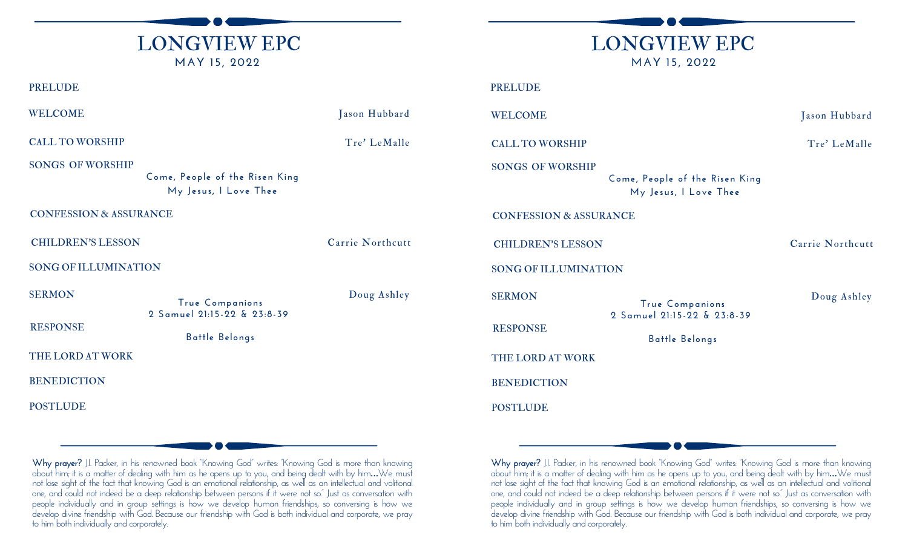# LONGVIEW EPC

MAY 15, 2022

PRELUDE

WELCOME — Jason Hubbard

CALL TO WORSHIP — Tre' LeMalle

SONGS OF WORSHIP

Come, People of the Risen King

My Jesus, I Love Thee

CONFESSION & ASSURANCE

CHILDREN'S LESSON — Carrie Northcutt

SONG OF ILLUMINATION

SERMON — Doug Ashley

True Companions

2 Samuel 21:15-22 & 23:8-39

RESPONSE

Battle Belongs

THE LORD AT WORK

BENEDICTION

POSTLUDE

**Why prayer?** J.I. Packer, in his renowned book "Knowing God" writes: "Knowing God is more than knowing about him; it is a matter of dealing with him as he opens up to you, and being dealt with by him**...**We must not lose sight of the fact that knowing God is an emotional relationship, as well as an intellectual and volitional one, and could not indeed be a deep relationship between persons if it were not so." Just as conversation with people individually and in group settings is how we develop human friendships, so conversing is how we develop divine friendship with God. Because our friendship with God is both individual and corporate, we pray to him both individually and corporately.

# LONGVIEW EPC

MAY 15, 2022

PRELUDE

WELCOME — Jason Hubbard

CALL TO WORSHIP — Tre' LeMalle

SONGS OF WORSHIP

Come, People of the Risen King

My Jesus, I Love Thee

CONFESSION & ASSURANCE

CHILDREN'S LESSON — Carrie Northcutt

SONG OF ILLUMINATION

SERMON — Doug Ashley

True Companions

2 Samuel 21:15-22 & 23:8-39

RESPONSE

Battle Belongs

THE LORD AT WORK

BENEDICTION

POSTLUDE

**Why prayer?** J.I. Packer, in his renowned book "Knowing God" writes: "Knowing God is more than knowing about him; it is a matter of dealing with him as he opens up to you, and being dealt with by him**...**We must not lose sight of the fact that knowing God is an emotional relationship, as well as an intellectual and volitional one, and could not indeed be a deep relationship between persons if it were not so." Just as conversation with people individually and in group settings is how we develop human friendships, so conversing is how we develop divine friendship with God. Because our friendship with God is both individual and corporate, we pray to him both individually and corporately.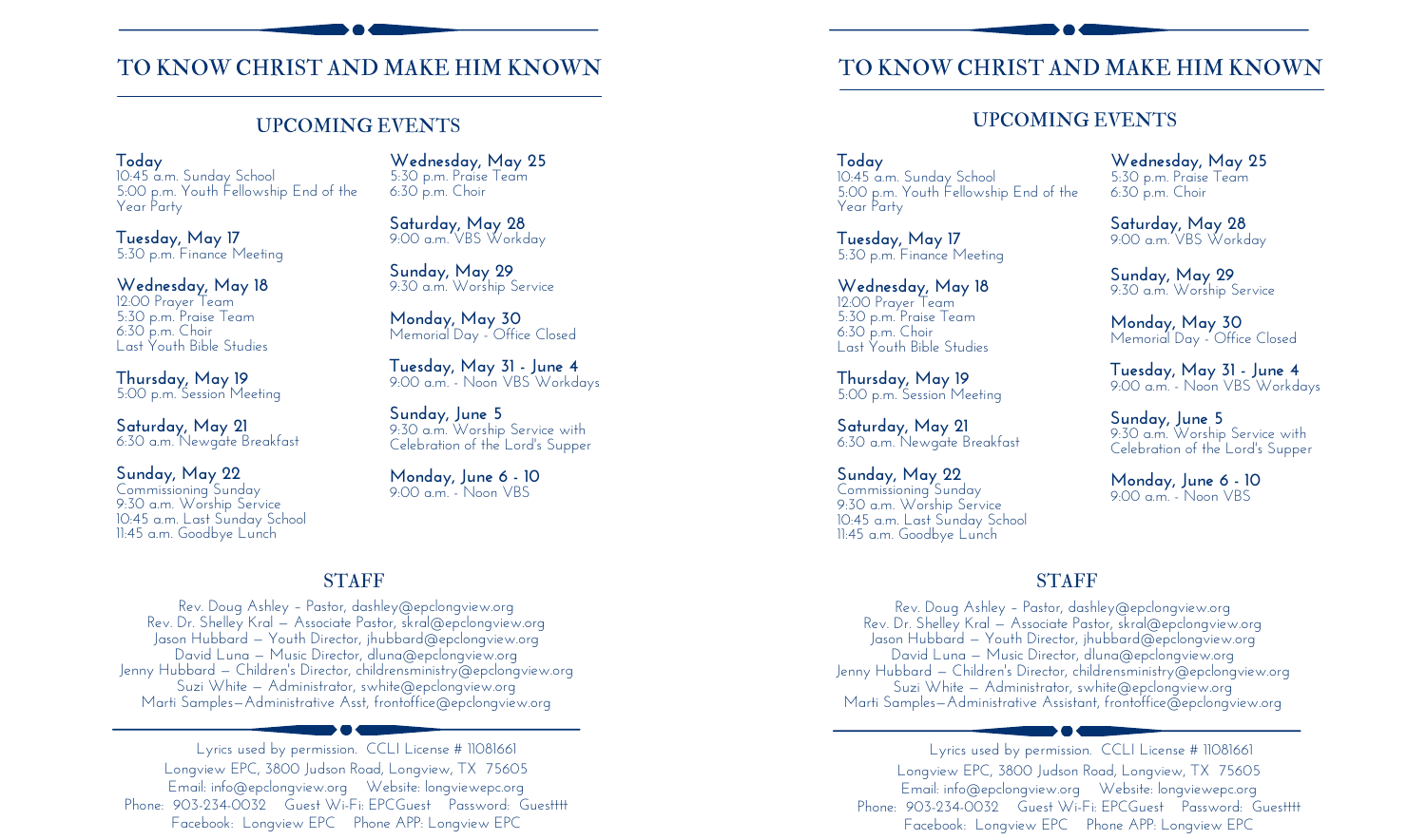# TO KNOW CHRIST AND MAKE HIM KNOWN

## UPCOMING EVENTS

**Today**
10:45 a.m. Sunday School
5:00 p.m. Youth Fellowship End of the Year Party

**Tuesday, May 17**
5:30 p.m. Finance Meeting

**Wednesday, May 18**
12:00 Prayer Team
5:30 p.m. Praise Team
6:30 p.m. Choir
Last Youth Bible Studies

**Thursday, May 19**
5:00 p.m. Session Meeting

**Saturday, May 21**
6:30 a.m. Newgate Breakfast

**Sunday, May 22**
Commissioning Sunday
9:30 a.m. Worship Service
10:45 a.m. Last Sunday School
11:45 a.m. Goodbye Lunch

**Wednesday, May 25**
5:30 p.m. Praise Team
6:30 p.m. Choir

**Saturday, May 28**
9:00 a.m. VBS Workday

**Sunday, May 29**
9:30 a.m. Worship Service

**Monday, May 30**
Memorial Day - Office Closed

**Tuesday, May 31 - June 4**
9:00 a.m. - Noon VBS Workdays

**Sunday, June 5**
9:30 a.m. Worship Service with Celebration of the Lord's Supper

**Monday, June 6 - 10**
9:00 a.m. - Noon VBS

## STAFF

Rev. Doug Ashley – Pastor, dashley@epclongview.org
Rev. Dr. Shelley Kral — Associate Pastor, skral@epclongview.org
Jason Hubbard — Youth Director, jhubbard@epclongview.org
David Luna — Music Director, dluna@epclongview.org
Jenny Hubbard — Children's Director, childrensministry@epclongview.org
Suzi White — Administrator, swhite@epclongview.org
Marti Samples—Administrative Asst, frontoffice@epclongview.org

Lyrics used by permission. CCLI License # 11081661
Longview EPC, 3800 Judson Road, Longview, TX 75605
Email: info@epclongview.org Website: longviewepc.org
Phone: 903-234-0032 Guest Wi-Fi: EPCGuest Password: Guest###
Facebook: Longview EPC Phone APP: Longview EPC

# TO KNOW CHRIST AND MAKE HIM KNOWN

## UPCOMING EVENTS

**Today**
10:45 a.m. Sunday School
5:00 p.m. Youth Fellowship End of the Year Party

**Tuesday, May 17**
5:30 p.m. Finance Meeting

**Wednesday, May 18**
12:00 Prayer Team
5:30 p.m. Praise Team
6:30 p.m. Choir
Last Youth Bible Studies

**Thursday, May 19**
5:00 p.m. Session Meeting

**Saturday, May 21**
6:30 a.m. Newgate Breakfast

**Sunday, May 22**
Commissioning Sunday
9:30 a.m. Worship Service
10:45 a.m. Last Sunday School
11:45 a.m. Goodbye Lunch

**Wednesday, May 25**
5:30 p.m. Praise Team
6:30 p.m. Choir

**Saturday, May 28**
9:00 a.m. VBS Workday

**Sunday, May 29**
9:30 a.m. Worship Service

**Monday, May 30**
Memorial Day - Office Closed

**Tuesday, May 31 - June 4**
9:00 a.m. - Noon VBS Workdays

**Sunday, June 5**
9:30 a.m. Worship Service with Celebration of the Lord's Supper

**Monday, June 6 - 10**
9:00 a.m. - Noon VBS

## STAFF

Rev. Doug Ashley – Pastor, dashley@epclongview.org
Rev. Dr. Shelley Kral — Associate Pastor, skral@epclongview.org
Jason Hubbard — Youth Director, jhubbard@epclongview.org
David Luna — Music Director, dluna@epclongview.org
Jenny Hubbard — Children's Director, childrensministry@epclongview.org
Suzi White — Administrator, swhite@epclongview.org
Marti Samples—Administrative Assistant, frontoffice@epclongview.org

Lyrics used by permission. CCLI License # 11081661
Longview EPC, 3800 Judson Road, Longview, TX 75605
Email: info@epclongview.org Website: longviewepc.org
Phone: 903-234-0032 Guest Wi-Fi: EPCGuest Password: Guest###
Facebook: Longview EPC Phone APP: Longview EPC